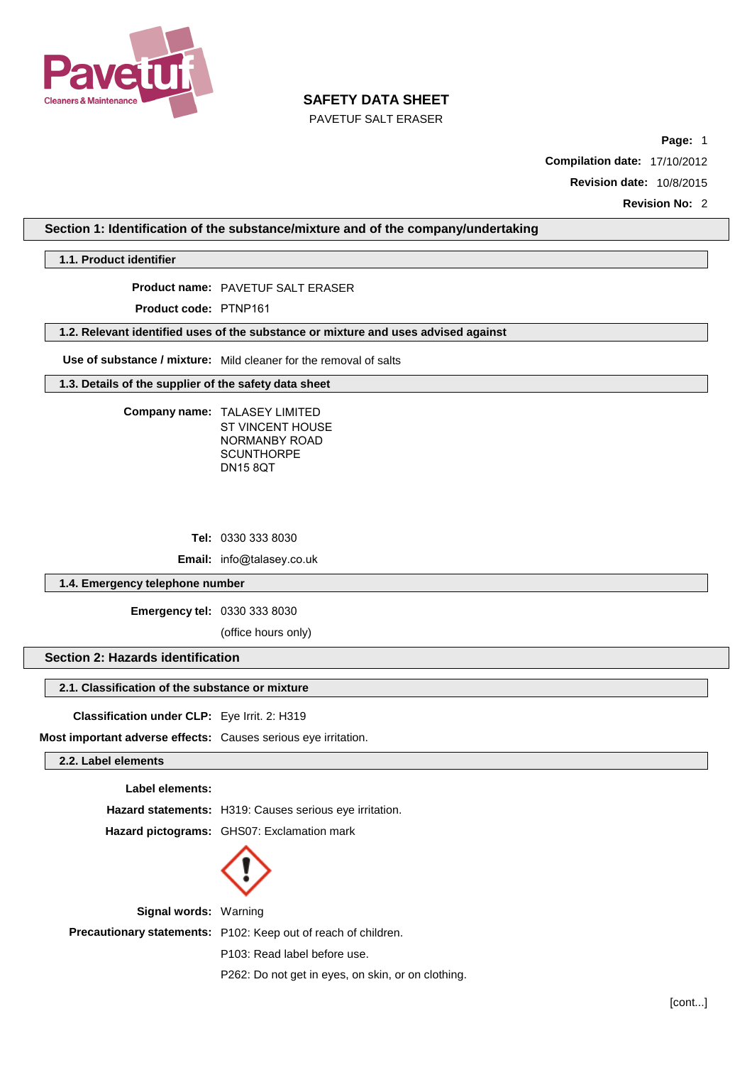# SAFETY DATA SHEET

PAVETUF SALT ERASER

**Page:** 1
**Compilation date:** 17/10/2012
**Revision date:** 10/8/2015
**Revision No:** 2

## Section 1: Identification of the substance/mixture and of the company/undertaking

### 1.1. Product identifier

**Product name:** PAVETUF SALT ERASER

**Product code:** PTNP161

### 1.2. Relevant identified uses of the substance or mixture and uses advised against

**Use of substance / mixture:** Mild cleaner for the removal of salts

### 1.3. Details of the supplier of the safety data sheet

**Company name:** TALASEY LIMITED
ST VINCENT HOUSE
NORMANBY ROAD
SCUNTHORPE
DN15 8QT

**Tel:** 0330 333 8030

**Email:** info@talasey.co.uk

### 1.4. Emergency telephone number

**Emergency tel:** 0330 333 8030

(office hours only)

## Section 2: Hazards identification

### 2.1. Classification of the substance or mixture

**Classification under CLP:** Eye Irrit. 2: H319

**Most important adverse effects:** Causes serious eye irritation.

### 2.2. Label elements

**Label elements:**

**Hazard statements:** H319: Causes serious eye irritation.

**Hazard pictograms:** GHS07: Exclamation mark

**Signal words:** Warning

**Precautionary statements:** P102: Keep out of reach of children.

P103: Read label before use.

P262: Do not get in eyes, on skin, or on clothing.

[cont...]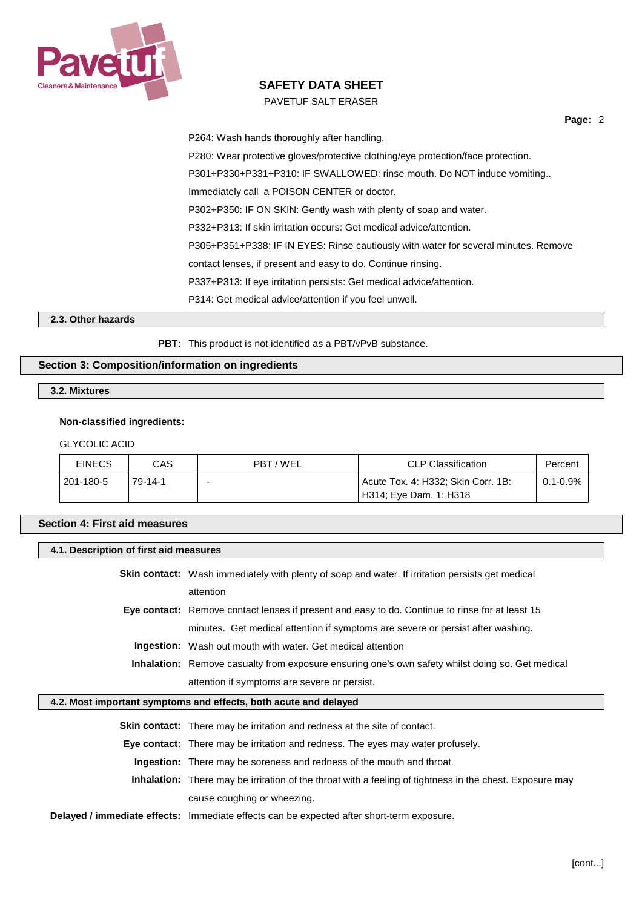P264: Wash hands thoroughly after handling.

P280: Wear protective gloves/protective clothing/eye protection/face protection.

P301+P330+P331+P310: IF SWALLOWED: rinse mouth. Do NOT induce vomiting.. Immediately call a POISON CENTER or doctor.

P302+P350: IF ON SKIN: Gently wash with plenty of soap and water.

P332+P313: If skin irritation occurs: Get medical advice/attention.

P305+P351+P338: IF IN EYES: Rinse cautiously with water for several minutes. Remove contact lenses, if present and easy to do. Continue rinsing.

P337+P313: If eye irritation persists: Get medical advice/attention.

P314: Get medical advice/attention if you feel unwell.

### 2.3. Other hazards

**PBT:** This product is not identified as a PBT/vPvB substance.

## Section 3: Composition/information on ingredients

### 3.2. Mixtures

**Non-classified ingredients:**

GLYCOLIC ACID

| EINECS | CAS | PBT / WEL | CLP Classification | Percent |
|---|---|---|---|---|
| 201-180-5 | 79-14-1 | - | Acute Tox. 4: H332; Skin Corr. 1B: H314; Eye Dam. 1: H318 | 0.1-0.9% |

## Section 4: First aid measures

### 4.1. Description of first aid measures

**Skin contact:** Wash immediately with plenty of soap and water. If irritation persists get medical attention

**Eye contact:** Remove contact lenses if present and easy to do. Continue to rinse for at least 15 minutes. Get medical attention if symptoms are severe or persist after washing.

**Ingestion:** Wash out mouth with water. Get medical attention

**Inhalation:** Remove casualty from exposure ensuring one's own safety whilst doing so. Get medical attention if symptoms are severe or persist.

### 4.2. Most important symptoms and effects, both acute and delayed

**Skin contact:** There may be irritation and redness at the site of contact.

**Eye contact:** There may be irritation and redness. The eyes may water profusely.

**Ingestion:** There may be soreness and redness of the mouth and throat.

**Inhalation:** There may be irritation of the throat with a feeling of tightness in the chest. Exposure may cause coughing or wheezing.

**Delayed / immediate effects:** Immediate effects can be expected after short-term exposure.

[cont...]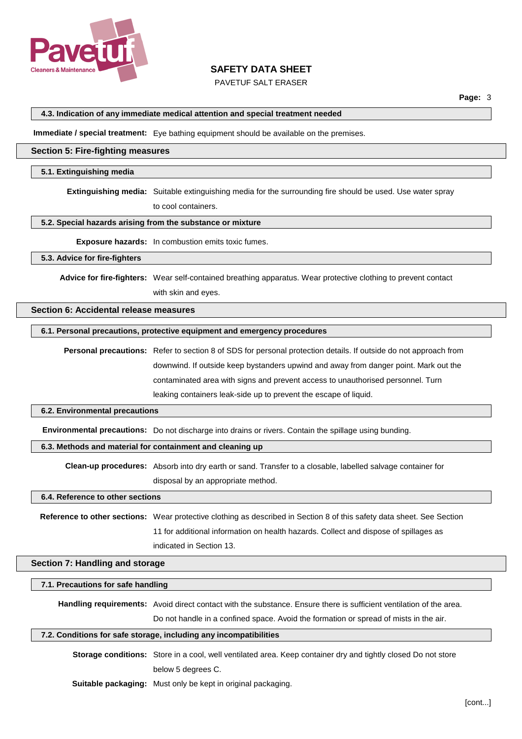### 4.3. Indication of any immediate medical attention and special treatment needed

**Immediate / special treatment:** Eye bathing equipment should be available on the premises.

## Section 5: Fire-fighting measures

### 5.1. Extinguishing media

**Extinguishing media:** Suitable extinguishing media for the surrounding fire should be used. Use water spray to cool containers.

### 5.2. Special hazards arising from the substance or mixture

**Exposure hazards:** In combustion emits toxic fumes.

### 5.3. Advice for fire-fighters

**Advice for fire-fighters:** Wear self-contained breathing apparatus. Wear protective clothing to prevent contact with skin and eyes.

## Section 6: Accidental release measures

### 6.1. Personal precautions, protective equipment and emergency procedures

**Personal precautions:** Refer to section 8 of SDS for personal protection details. If outside do not approach from downwind. If outside keep bystanders upwind and away from danger point. Mark out the contaminated area with signs and prevent access to unauthorised personnel. Turn leaking containers leak-side up to prevent the escape of liquid.

### 6.2. Environmental precautions

**Environmental precautions:** Do not discharge into drains or rivers. Contain the spillage using bunding.

### 6.3. Methods and material for containment and cleaning up

**Clean-up procedures:** Absorb into dry earth or sand. Transfer to a closable, labelled salvage container for disposal by an appropriate method.

### 6.4. Reference to other sections

**Reference to other sections:** Wear protective clothing as described in Section 8 of this safety data sheet. See Section 11 for additional information on health hazards. Collect and dispose of spillages as indicated in Section 13.

## Section 7: Handling and storage

### 7.1. Precautions for safe handling

**Handling requirements:** Avoid direct contact with the substance. Ensure there is sufficient ventilation of the area. Do not handle in a confined space. Avoid the formation or spread of mists in the air.

### 7.2. Conditions for safe storage, including any incompatibilities

**Storage conditions:** Store in a cool, well ventilated area. Keep container dry and tightly closed Do not store below 5 degrees C.

**Suitable packaging:** Must only be kept in original packaging.

[cont...]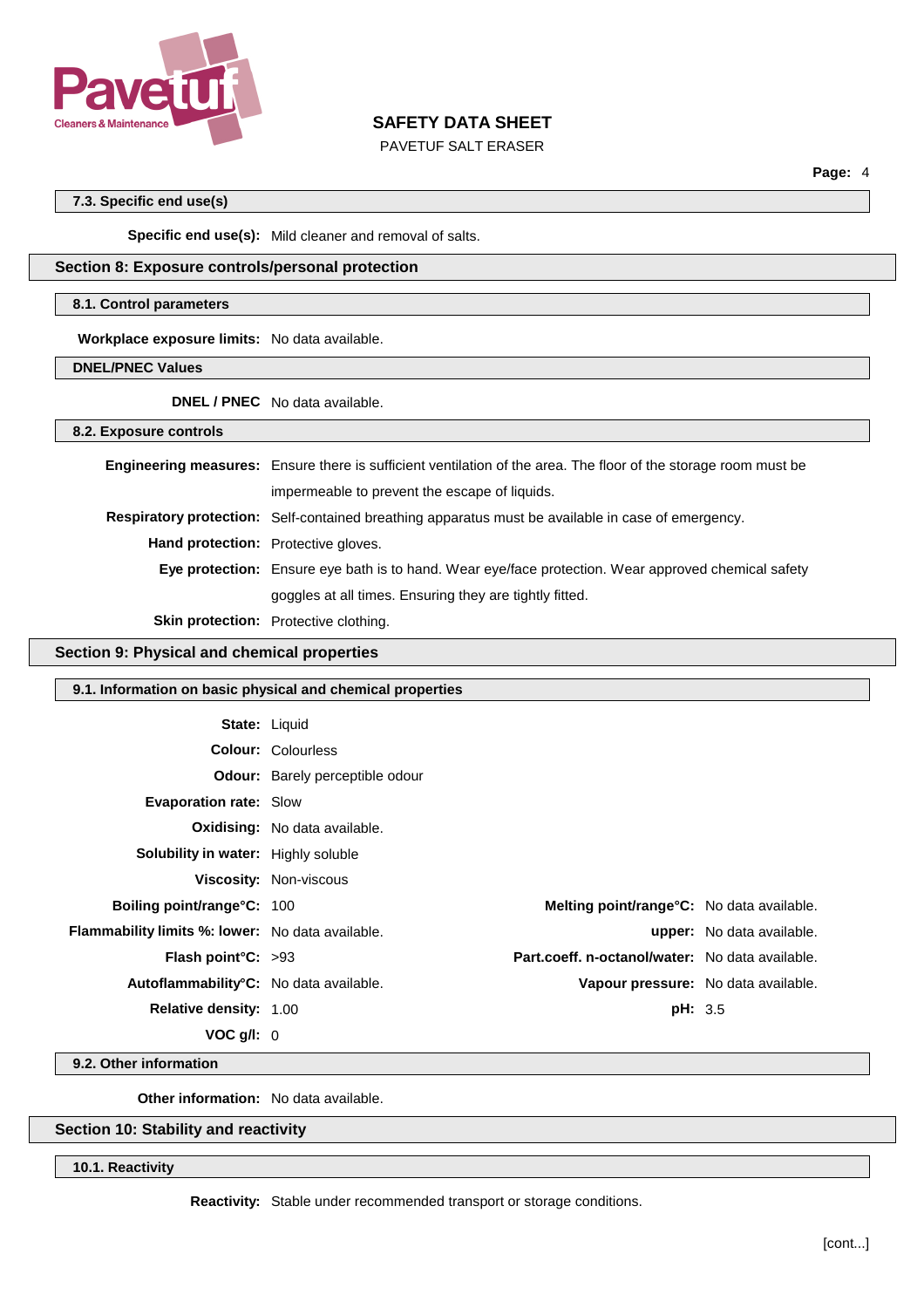### 7.3. Specific end use(s)

**Specific end use(s):** Mild cleaner and removal of salts.

## Section 8: Exposure controls/personal protection

### 8.1. Control parameters

**Workplace exposure limits:** No data available.

### DNEL/PNEC Values

**DNEL / PNEC** No data available.

### 8.2. Exposure controls

**Engineering measures:** Ensure there is sufficient ventilation of the area. The floor of the storage room must be impermeable to prevent the escape of liquids.

**Respiratory protection:** Self-contained breathing apparatus must be available in case of emergency.

**Hand protection:** Protective gloves.

**Eye protection:** Ensure eye bath is to hand. Wear eye/face protection. Wear approved chemical safety goggles at all times. Ensuring they are tightly fitted.

**Skin protection:** Protective clothing.

## Section 9: Physical and chemical properties

### 9.1. Information on basic physical and chemical properties

**State:** Liquid

**Colour:** Colourless

**Odour:** Barely perceptible odour

**Evaporation rate:** Slow

**Oxidising:** No data available.

**Solubility in water:** Highly soluble

**Viscosity:** Non-viscous

| | | | |
|---|---|---|---|
| **Boiling point/range°C:** | 100 | **Melting point/range°C:** | No data available. |
| **Flammability limits %: lower:** | No data available. | **upper:** | No data available. |
| **Flash point°C:** | >93 | **Part.coeff. n-octanol/water:** | No data available. |
| **Autoflammability°C:** | No data available. | **Vapour pressure:** | No data available. |
| **Relative density:** | 1.00 | **pH:** | 3.5 |
| **VOC g/l:** | 0 | | |

### 9.2. Other information

**Other information:** No data available.

## Section 10: Stability and reactivity

### 10.1. Reactivity

**Reactivity:** Stable under recommended transport or storage conditions.

[cont...]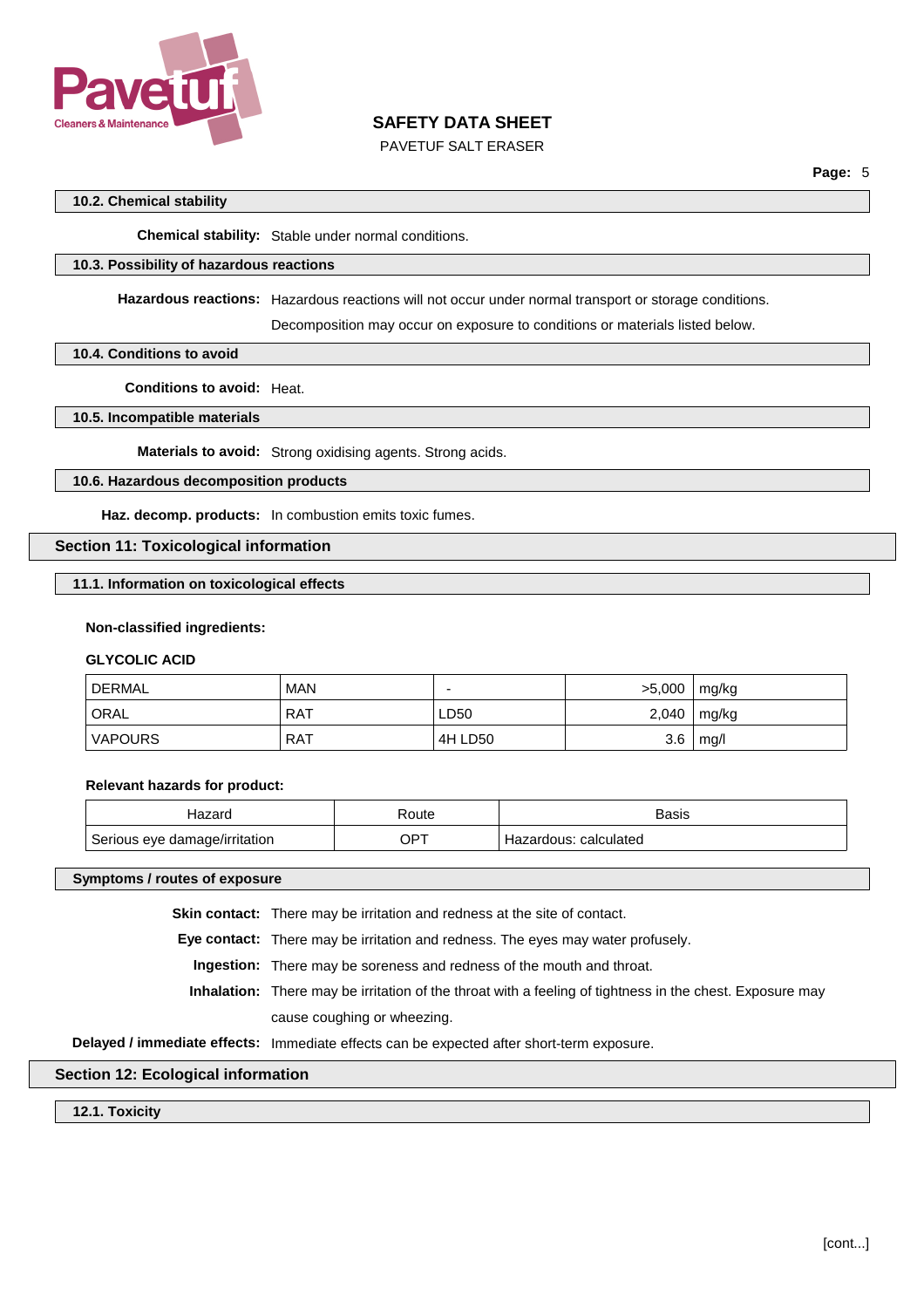### 10.2. Chemical stability

**Chemical stability:** Stable under normal conditions.

### 10.3. Possibility of hazardous reactions

**Hazardous reactions:** Hazardous reactions will not occur under normal transport or storage conditions.

Decomposition may occur on exposure to conditions or materials listed below.

### 10.4. Conditions to avoid

**Conditions to avoid:** Heat.

### 10.5. Incompatible materials

**Materials to avoid:** Strong oxidising agents. Strong acids.

### 10.6. Hazardous decomposition products

**Haz. decomp. products:** In combustion emits toxic fumes.

## Section 11: Toxicological information

### 11.1. Information on toxicological effects

**Non-classified ingredients:**

**GLYCOLIC ACID**

| | | | | |
|---|---|---|---|---|
| DERMAL | MAN | - | >5,000 | mg/kg |
| ORAL | RAT | LD50 | 2,040 | mg/kg |
| VAPOURS | RAT | 4H LD50 | 3.6 | mg/l |

**Relevant hazards for product:**

| Hazard | Route | Basis |
|---|---|---|
| Serious eye damage/irritation | OPT | Hazardous: calculated |

### Symptoms / routes of exposure

**Skin contact:** There may be irritation and redness at the site of contact.

**Eye contact:** There may be irritation and redness. The eyes may water profusely.

**Ingestion:** There may be soreness and redness of the mouth and throat.

**Inhalation:** There may be irritation of the throat with a feeling of tightness in the chest. Exposure may cause coughing or wheezing.

**Delayed / immediate effects:** Immediate effects can be expected after short-term exposure.

## Section 12: Ecological information

### 12.1. Toxicity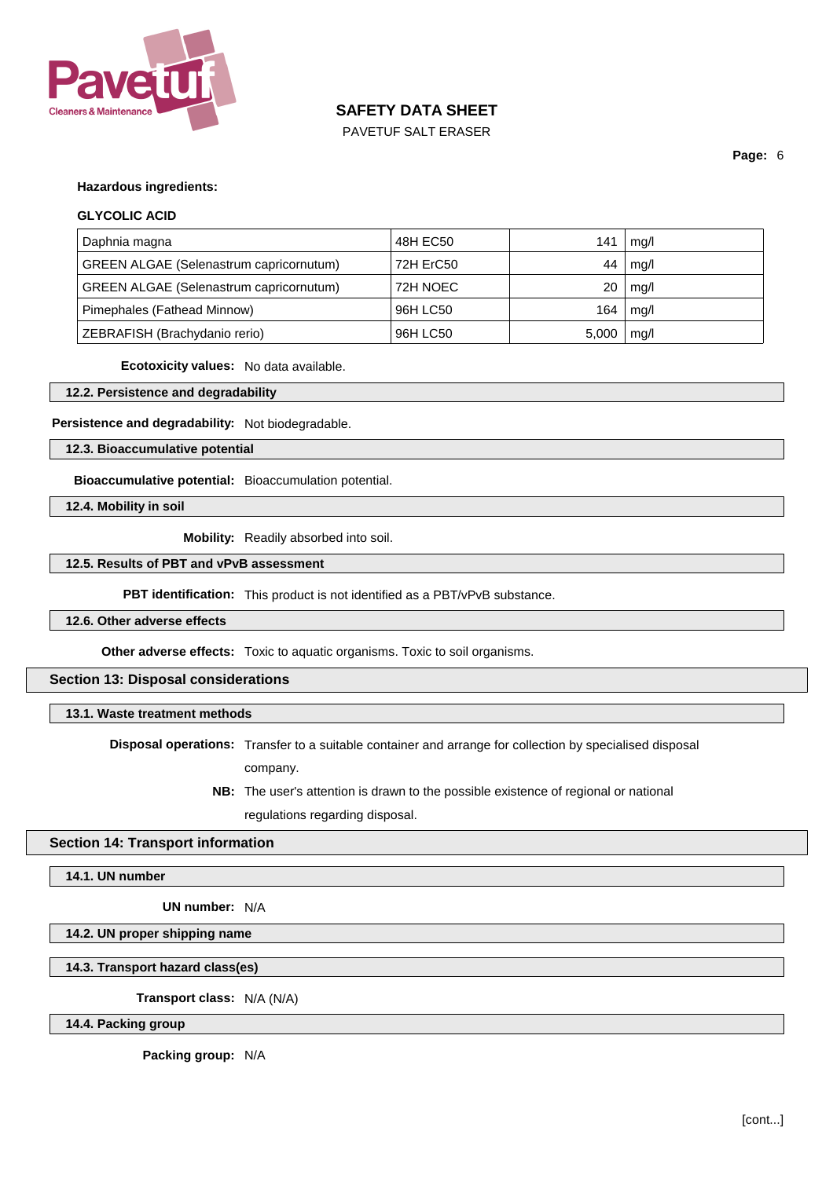**Hazardous ingredients:**

**GLYCOLIC ACID**

| Daphnia magna | 48H EC50 | 141 | mg/l |
|---|---|---|---|
| GREEN ALGAE (Selenastrum capricornutum) | 72H ErC50 | 44 | mg/l |
| GREEN ALGAE (Selenastrum capricornutum) | 72H NOEC | 20 | mg/l |
| Pimephales (Fathead Minnow) | 96H LC50 | 164 | mg/l |
| ZEBRAFISH (Brachydanio rerio) | 96H LC50 | 5,000 | mg/l |

**Ecotoxicity values:** No data available.

### 12.2. Persistence and degradability

**Persistence and degradability:** Not biodegradable.

### 12.3. Bioaccumulative potential

**Bioaccumulative potential:** Bioaccumulation potential.

### 12.4. Mobility in soil

**Mobility:** Readily absorbed into soil.

### 12.5. Results of PBT and vPvB assessment

**PBT identification:** This product is not identified as a PBT/vPvB substance.

### 12.6. Other adverse effects

**Other adverse effects:** Toxic to aquatic organisms. Toxic to soil organisms.

## Section 13: Disposal considerations

### 13.1. Waste treatment methods

**Disposal operations:** Transfer to a suitable container and arrange for collection by specialised disposal company.

**NB:** The user's attention is drawn to the possible existence of regional or national regulations regarding disposal.

## Section 14: Transport information

### 14.1. UN number

**UN number:** N/A

### 14.2. UN proper shipping name

### 14.3. Transport hazard class(es)

**Transport class:** N/A (N/A)

### 14.4. Packing group

**Packing group:** N/A

[cont...]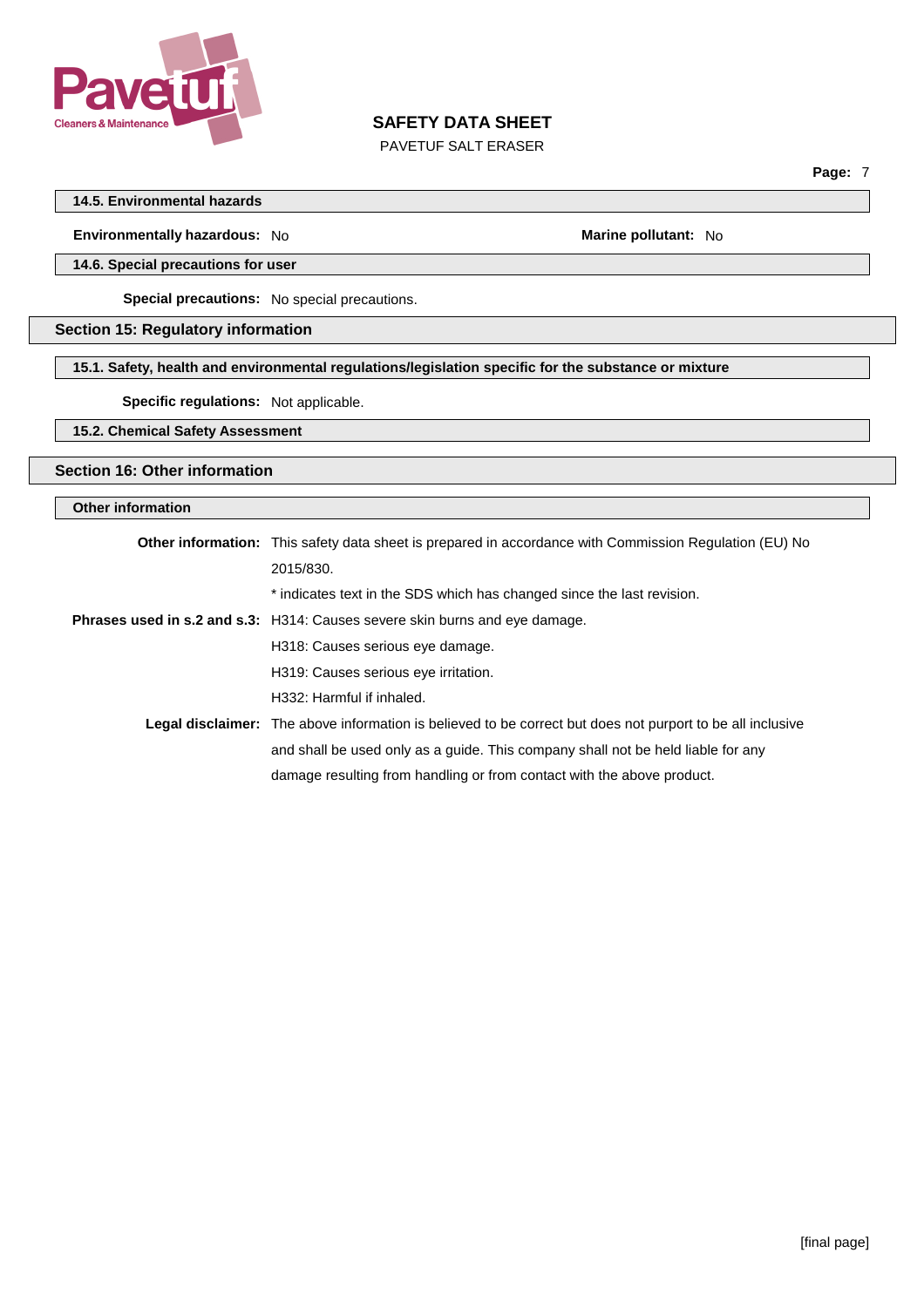### 14.5. Environmental hazards

**Environmentally hazardous:** No

**Marine pollutant:** No

### 14.6. Special precautions for user

**Special precautions:** No special precautions.

## Section 15: Regulatory information

### 15.1. Safety, health and environmental regulations/legislation specific for the substance or mixture

**Specific regulations:** Not applicable.

### 15.2. Chemical Safety Assessment

## Section 16: Other information

### Other information

**Other information:** This safety data sheet is prepared in accordance with Commission Regulation (EU) No 2015/830.

* indicates text in the SDS which has changed since the last revision.

**Phrases used in s.2 and s.3:** H314: Causes severe skin burns and eye damage.

H318: Causes serious eye damage.

H319: Causes serious eye irritation.

H332: Harmful if inhaled.

**Legal disclaimer:** The above information is believed to be correct but does not purport to be all inclusive and shall be used only as a guide. This company shall not be held liable for any damage resulting from handling or from contact with the above product.

[final page]